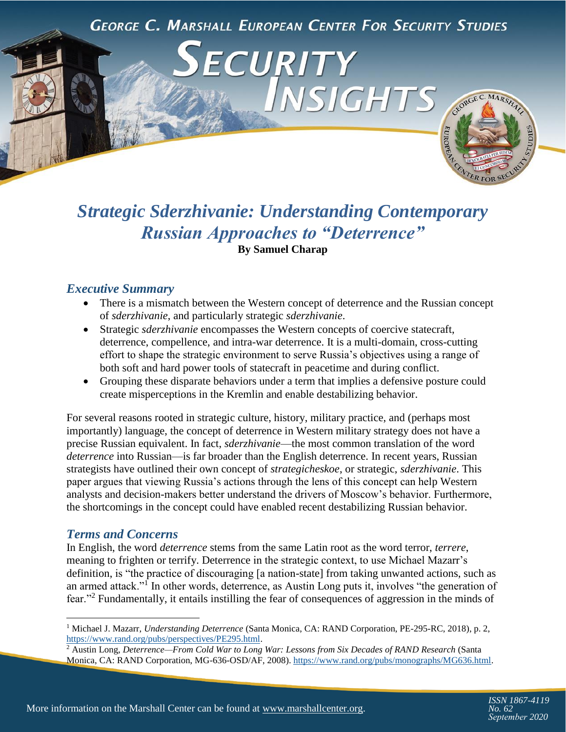# Strategic Sderzhivanie: Understanding Contemporary Russian Approaches to "Deterrence"

**By Samuel Charap**

## Executive Summary

- There is a mismatch between the Western concept of deterrence and the Russian concept of *sderzhivanie*, and particularly strategic *sderzhivanie*.
- Strategic *sderzhivanie* encompasses the Western concepts of coercive statecraft, deterrence, compellence, and intra-war deterrence. It is a multi-domain, cross-cutting effort to shape the strategic environment to serve Russia's objectives using a range of both soft and hard power tools of statecraft in peacetime and during conflict.
- Grouping these disparate behaviors under a term that implies a defensive posture could create misperceptions in the Kremlin and enable destabilizing behavior.

For several reasons rooted in strategic culture, history, military practice, and (perhaps most importantly) language, the concept of deterrence in Western military strategy does not have a precise Russian equivalent. In fact, *sderzhivanie*—the most common translation of the word *deterrence* into Russian—is far broader than the English deterrence. In recent years, Russian strategists have outlined their own concept of *strategicheskoe*, or strategic, *sderzhivanie*. This paper argues that viewing Russia's actions through the lens of this concept can help Western analysts and decision-makers better understand the drivers of Moscow's behavior. Furthermore, the shortcomings in the concept could have enabled recent destabilizing Russian behavior.

## Terms and Concerns

In English, the word *deterrence* stems from the same Latin root as the word terror, *terrere*, meaning to frighten or terrify. Deterrence in the strategic context, to use Michael Mazarr's definition, is "the practice of discouraging [a nation-state] from taking unwanted actions, such as an armed attack."[1] In other words, deterrence, as Austin Long puts it, involves "the generation of fear."[2] Fundamentally, it entails instilling the fear of consequences of aggression in the minds of

---

[1] Michael J. Mazarr, *Understanding Deterrence* (Santa Monica, CA: RAND Corporation, PE-295-RC, 2018), p. 2, https://www.rand.org/pubs/perspectives/PE295.html.

[2] Austin Long, *Deterrence—From Cold War to Long War: Lessons from Six Decades of RAND Research* (Santa Monica, CA: RAND Corporation, MG-636-OSD/AF, 2008). https://www.rand.org/pubs/monographs/MG636.html.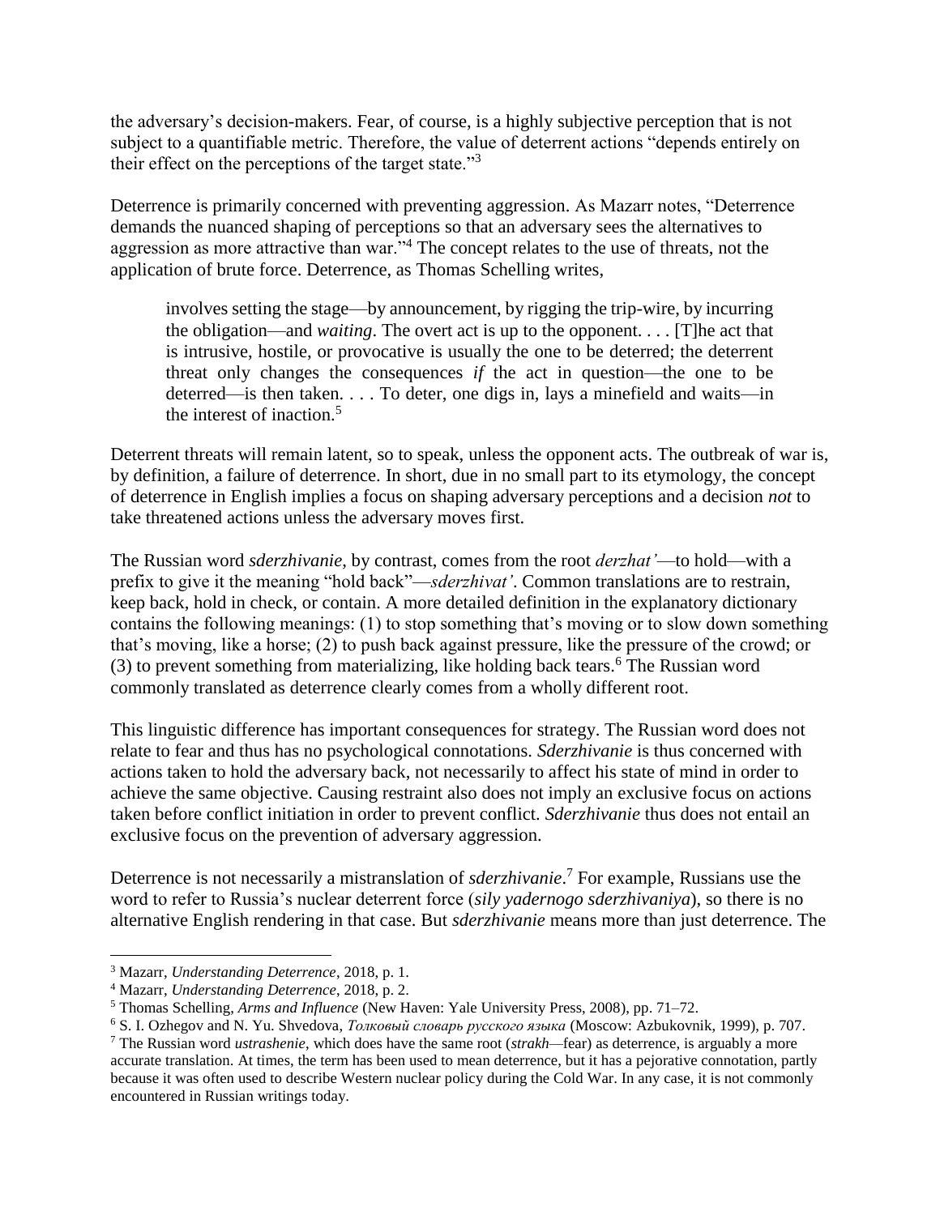the adversary's decision-makers. Fear, of course, is a highly subjective perception that is not subject to a quantifiable metric. Therefore, the value of deterrent actions "depends entirely on their effect on the perceptions of the target state."[3]

Deterrence is primarily concerned with preventing aggression. As Mazarr notes, "Deterrence demands the nuanced shaping of perceptions so that an adversary sees the alternatives to aggression as more attractive than war."[4] The concept relates to the use of threats, not the application of brute force. Deterrence, as Thomas Schelling writes,

> involves setting the stage—by announcement, by rigging the trip-wire, by incurring the obligation—and *waiting*. The overt act is up to the opponent. . . . [T]he act that is intrusive, hostile, or provocative is usually the one to be deterred; the deterrent threat only changes the consequences *if* the act in question—the one to be deterred—is then taken. . . . To deter, one digs in, lays a minefield and waits—in the interest of inaction.[5]

Deterrent threats will remain latent, so to speak, unless the opponent acts. The outbreak of war is, by definition, a failure of deterrence. In short, due in no small part to its etymology, the concept of deterrence in English implies a focus on shaping adversary perceptions and a decision *not* to take threatened actions unless the adversary moves first.

The Russian word *sderzhivanie*, by contrast, comes from the root *derzhat'*—to hold—with a prefix to give it the meaning "hold back"—*sderzhivat'*. Common translations are to restrain, keep back, hold in check, or contain. A more detailed definition in the explanatory dictionary contains the following meanings: (1) to stop something that's moving or to slow down something that's moving, like a horse; (2) to push back against pressure, like the pressure of the crowd; or (3) to prevent something from materializing, like holding back tears.[6] The Russian word commonly translated as deterrence clearly comes from a wholly different root.

This linguistic difference has important consequences for strategy. The Russian word does not relate to fear and thus has no psychological connotations. *Sderzhivanie* is thus concerned with actions taken to hold the adversary back, not necessarily to affect his state of mind in order to achieve the same objective. Causing restraint also does not imply an exclusive focus on actions taken before conflict initiation in order to prevent conflict. *Sderzhivanie* thus does not entail an exclusive focus on the prevention of adversary aggression.

Deterrence is not necessarily a mistranslation of *sderzhivanie*.[7] For example, Russians use the word to refer to Russia's nuclear deterrent force (*sily yadernogo sderzhivaniya*), so there is no alternative English rendering in that case. But *sderzhivanie* means more than just deterrence. The

---

[3] Mazarr, *Understanding Deterrence*, 2018, p. 1.

[4] Mazarr, *Understanding Deterrence*, 2018, p. 2.

[5] Thomas Schelling, *Arms and Influence* (New Haven: Yale University Press, 2008), pp. 71–72.

[6] S. I. Ozhegov and N. Yu. Shvedova, *Толковый словарь русского языка* (Moscow: Azbukovnik, 1999), p. 707.

[7] The Russian word *ustrashenie*, which does have the same root (*strakh*—fear) as deterrence, is arguably a more accurate translation. At times, the term has been used to mean deterrence, but it has a pejorative connotation, partly because it was often used to describe Western nuclear policy during the Cold War. In any case, it is not commonly encountered in Russian writings today.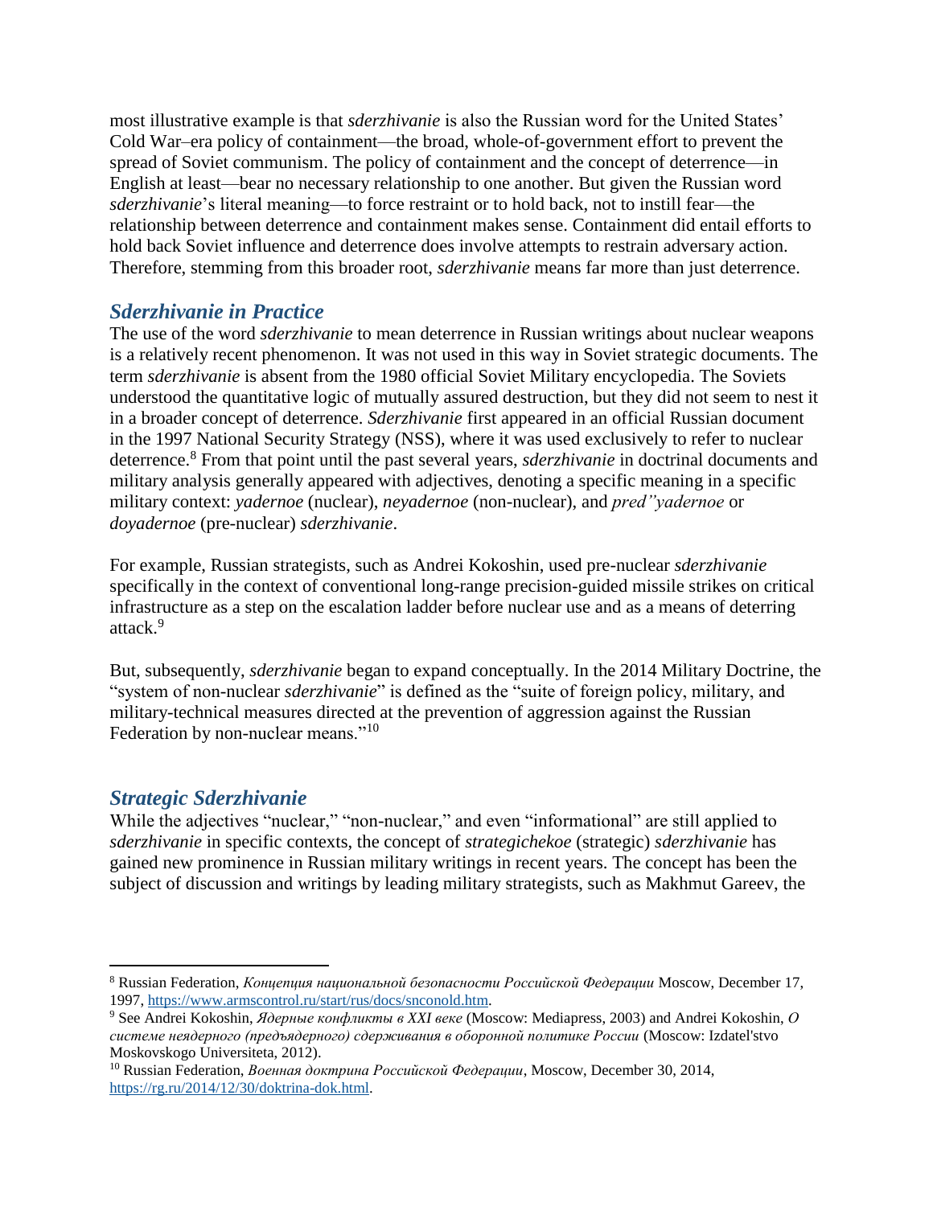most illustrative example is that *sderzhivanie* is also the Russian word for the United States' Cold War–era policy of containment—the broad, whole-of-government effort to prevent the spread of Soviet communism. The policy of containment and the concept of deterrence—in English at least—bear no necessary relationship to one another. But given the Russian word *sderzhivanie*'s literal meaning—to force restraint or to hold back, not to instill fear—the relationship between deterrence and containment makes sense. Containment did entail efforts to hold back Soviet influence and deterrence does involve attempts to restrain adversary action. Therefore, stemming from this broader root, *sderzhivanie* means far more than just deterrence.

## *Sderzhivanie in Practice*

The use of the word *sderzhivanie* to mean deterrence in Russian writings about nuclear weapons is a relatively recent phenomenon. It was not used in this way in Soviet strategic documents. The term *sderzhivanie* is absent from the 1980 official Soviet Military encyclopedia. The Soviets understood the quantitative logic of mutually assured destruction, but they did not seem to nest it in a broader concept of deterrence. *Sderzhivanie* first appeared in an official Russian document in the 1997 National Security Strategy (NSS), where it was used exclusively to refer to nuclear deterrence.[8] From that point until the past several years, *sderzhivanie* in doctrinal documents and military analysis generally appeared with adjectives, denoting a specific meaning in a specific military context: *yadernoe* (nuclear), *neyadernoe* (non-nuclear), and *pred"yadernoe* or *doyadernoe* (pre-nuclear) *sderzhivanie*.

For example, Russian strategists, such as Andrei Kokoshin, used pre-nuclear *sderzhivanie* specifically in the context of conventional long-range precision-guided missile strikes on critical infrastructure as a step on the escalation ladder before nuclear use and as a means of deterring attack.[9]

But, subsequently, *sderzhivanie* began to expand conceptually. In the 2014 Military Doctrine, the "system of non-nuclear *sderzhivanie*" is defined as the "suite of foreign policy, military, and military-technical measures directed at the prevention of aggression against the Russian Federation by non-nuclear means."[10]

## *Strategic Sderzhivanie*

While the adjectives "nuclear," "non-nuclear," and even "informational" are still applied to *sderzhivanie* in specific contexts, the concept of *strategichekoe* (strategic) *sderzhivanie* has gained new prominence in Russian military writings in recent years. The concept has been the subject of discussion and writings by leading military strategists, such as Makhmut Gareev, the

---

[8] Russian Federation, *Концепция национальной безопасности Российской Федерации* Moscow, December 17, 1997, https://www.armscontrol.ru/start/rus/docs/snconold.htm.

[9] See Andrei Kokoshin, *Ядерные конфликты в XXI веке* (Moscow: Mediapress, 2003) and Andrei Kokoshin, *О системе неядерного (предъядерного) сдерживания в оборонной политике России* (Moscow: Izdatel'stvo Moskovskogo Universiteta, 2012).

[10] Russian Federation, *Военная доктрина Российской Федерации*, Moscow, December 30, 2014, https://rg.ru/2014/12/30/doktrina-dok.html.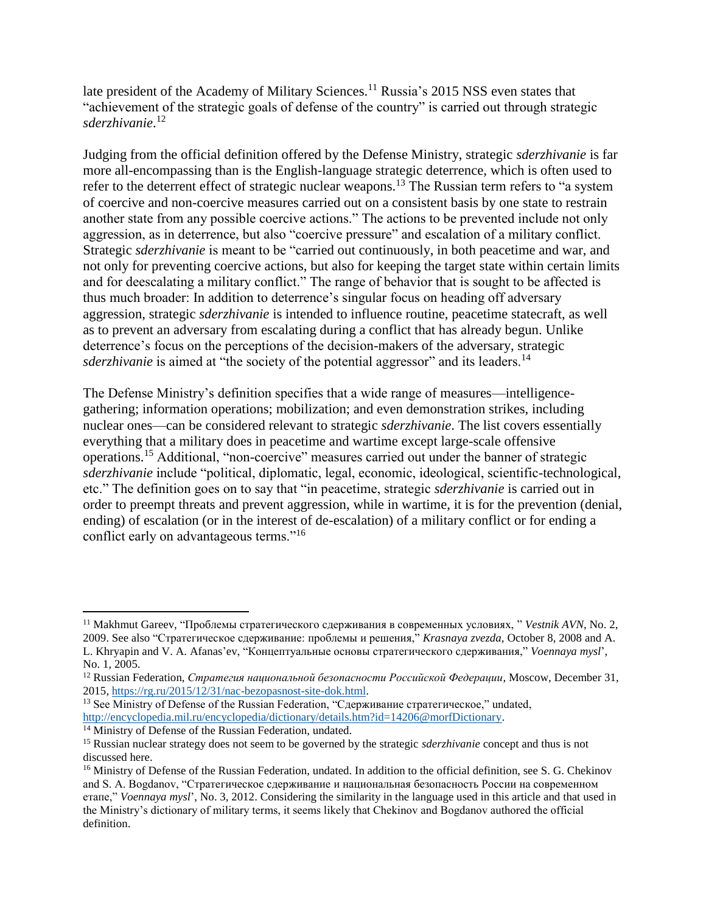late president of the Academy of Military Sciences.[11] Russia's 2015 NSS even states that "achievement of the strategic goals of defense of the country" is carried out through strategic *sderzhivanie*.[12]

Judging from the official definition offered by the Defense Ministry, strategic *sderzhivanie* is far more all-encompassing than is the English-language strategic deterrence, which is often used to refer to the deterrent effect of strategic nuclear weapons.[13] The Russian term refers to "a system of coercive and non-coercive measures carried out on a consistent basis by one state to restrain another state from any possible coercive actions." The actions to be prevented include not only aggression, as in deterrence, but also "coercive pressure" and escalation of a military conflict. Strategic *sderzhivanie* is meant to be "carried out continuously, in both peacetime and war, and not only for preventing coercive actions, but also for keeping the target state within certain limits and for deescalating a military conflict." The range of behavior that is sought to be affected is thus much broader: In addition to deterrence's singular focus on heading off adversary aggression, strategic *sderzhivanie* is intended to influence routine, peacetime statecraft, as well as to prevent an adversary from escalating during a conflict that has already begun. Unlike deterrence's focus on the perceptions of the decision-makers of the adversary, strategic *sderzhivanie* is aimed at "the society of the potential aggressor" and its leaders.[14]

The Defense Ministry's definition specifies that a wide range of measures—intelligence-gathering; information operations; mobilization; and even demonstration strikes, including nuclear ones—can be considered relevant to strategic *sderzhivanie*. The list covers essentially everything that a military does in peacetime and wartime except large-scale offensive operations.[15] Additional, "non-coercive" measures carried out under the banner of strategic *sderzhivanie* include "political, diplomatic, legal, economic, ideological, scientific-technological, etc." The definition goes on to say that "in peacetime, strategic *sderzhivanie* is carried out in order to preempt threats and prevent aggression, while in wartime, it is for the prevention (denial, ending) of escalation (or in the interest of de-escalation) of a military conflict or for ending a conflict early on advantageous terms."[16]

---

[11] Makhmut Gareev, "Проблемы стратегического сдерживания в современных условиях, " *Vestnik AVN*, No. 2, 2009. See also "Стратегическое сдерживание: проблемы и решения," *Krasnaya zvezda*, October 8, 2008 and A. L. Khryapin and V. A. Afanas'ev, "Концептуальные основы стратегического сдерживания," *Voennaya mysl'*, No. 1, 2005.

[12] Russian Federation, *Стратегия национальной безопасности Российской Федерации*, Moscow, December 31, 2015, https://rg.ru/2015/12/31/nac-bezopasnost-site-dok.html.

[13] See Ministry of Defense of the Russian Federation, "Сдерживание стратегическое," undated, http://encyclopedia.mil.ru/encyclopedia/dictionary/details.htm?id=14206@morfDictionary.

[14] Ministry of Defense of the Russian Federation, undated.

[15] Russian nuclear strategy does not seem to be governed by the strategic *sderzhivanie* concept and thus is not discussed here.

[16] Ministry of Defense of the Russian Federation, undated. In addition to the official definition, see S. G. Chekinov and S. A. Bogdanov, "Стратегическое сдерживание и национальная безопасность России на современном етапе," *Voennaya mysl'*, No. 3, 2012. Considering the similarity in the language used in this article and that used in the Ministry's dictionary of military terms, it seems likely that Chekinov and Bogdanov authored the official definition.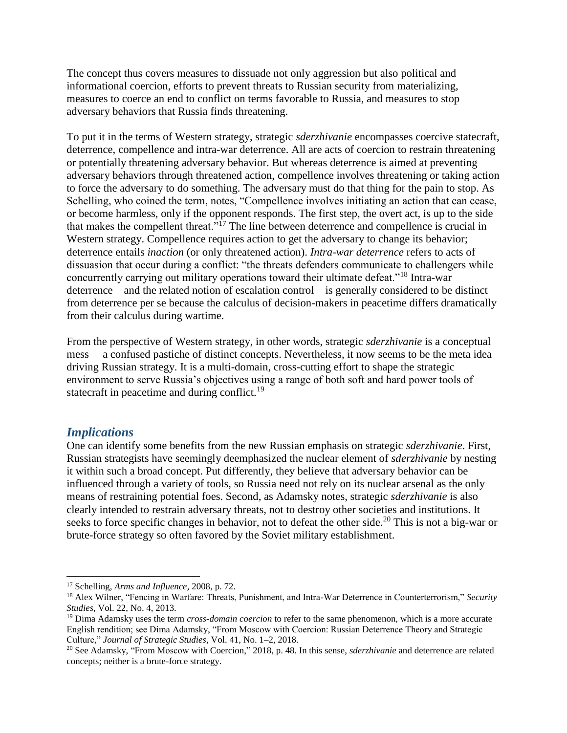The concept thus covers measures to dissuade not only aggression but also political and informational coercion, efforts to prevent threats to Russian security from materializing, measures to coerce an end to conflict on terms favorable to Russia, and measures to stop adversary behaviors that Russia finds threatening.

To put it in the terms of Western strategy, strategic *sderzhivanie* encompasses coercive statecraft, deterrence, compellence and intra-war deterrence. All are acts of coercion to restrain threatening or potentially threatening adversary behavior. But whereas deterrence is aimed at preventing adversary behaviors through threatened action, compellence involves threatening or taking action to force the adversary to do something. The adversary must do that thing for the pain to stop. As Schelling, who coined the term, notes, "Compellence involves initiating an action that can cease, or become harmless, only if the opponent responds. The first step, the overt act, is up to the side that makes the compellent threat."[17] The line between deterrence and compellence is crucial in Western strategy. Compellence requires action to get the adversary to change its behavior; deterrence entails *inaction* (or only threatened action). *Intra-war deterrence* refers to acts of dissuasion that occur during a conflict: "the threats defenders communicate to challengers while concurrently carrying out military operations toward their ultimate defeat."[18] Intra-war deterrence—and the related notion of escalation control—is generally considered to be distinct from deterrence per se because the calculus of decision-makers in peacetime differs dramatically from their calculus during wartime.

From the perspective of Western strategy, in other words, strategic *sderzhivanie* is a conceptual mess —a confused pastiche of distinct concepts. Nevertheless, it now seems to be the meta idea driving Russian strategy. It is a multi-domain, cross-cutting effort to shape the strategic environment to serve Russia's objectives using a range of both soft and hard power tools of statecraft in peacetime and during conflict.[19]

## *Implications*

One can identify some benefits from the new Russian emphasis on strategic *sderzhivanie*. First, Russian strategists have seemingly deemphasized the nuclear element of *sderzhivanie* by nesting it within such a broad concept. Put differently, they believe that adversary behavior can be influenced through a variety of tools, so Russia need not rely on its nuclear arsenal as the only means of restraining potential foes. Second, as Adamsky notes, strategic *sderzhivanie* is also clearly intended to restrain adversary threats, not to destroy other societies and institutions. It seeks to force specific changes in behavior, not to defeat the other side.[20] This is not a big-war or brute-force strategy so often favored by the Soviet military establishment.

---

[17] Schelling, *Arms and Influence*, 2008, p. 72.

[18] Alex Wilner, "Fencing in Warfare: Threats, Punishment, and Intra-War Deterrence in Counterterrorism," *Security Studies*, Vol. 22, No. 4, 2013.

[19] Dima Adamsky uses the term *cross-domain coercion* to refer to the same phenomenon, which is a more accurate English rendition; see Dima Adamsky, "From Moscow with Coercion: Russian Deterrence Theory and Strategic Culture," *Journal of Strategic Studies*, Vol. 41, No. 1–2, 2018.

[20] See Adamsky, "From Moscow with Coercion," 2018, p. 48. In this sense, *sderzhivanie* and deterrence are related concepts; neither is a brute-force strategy.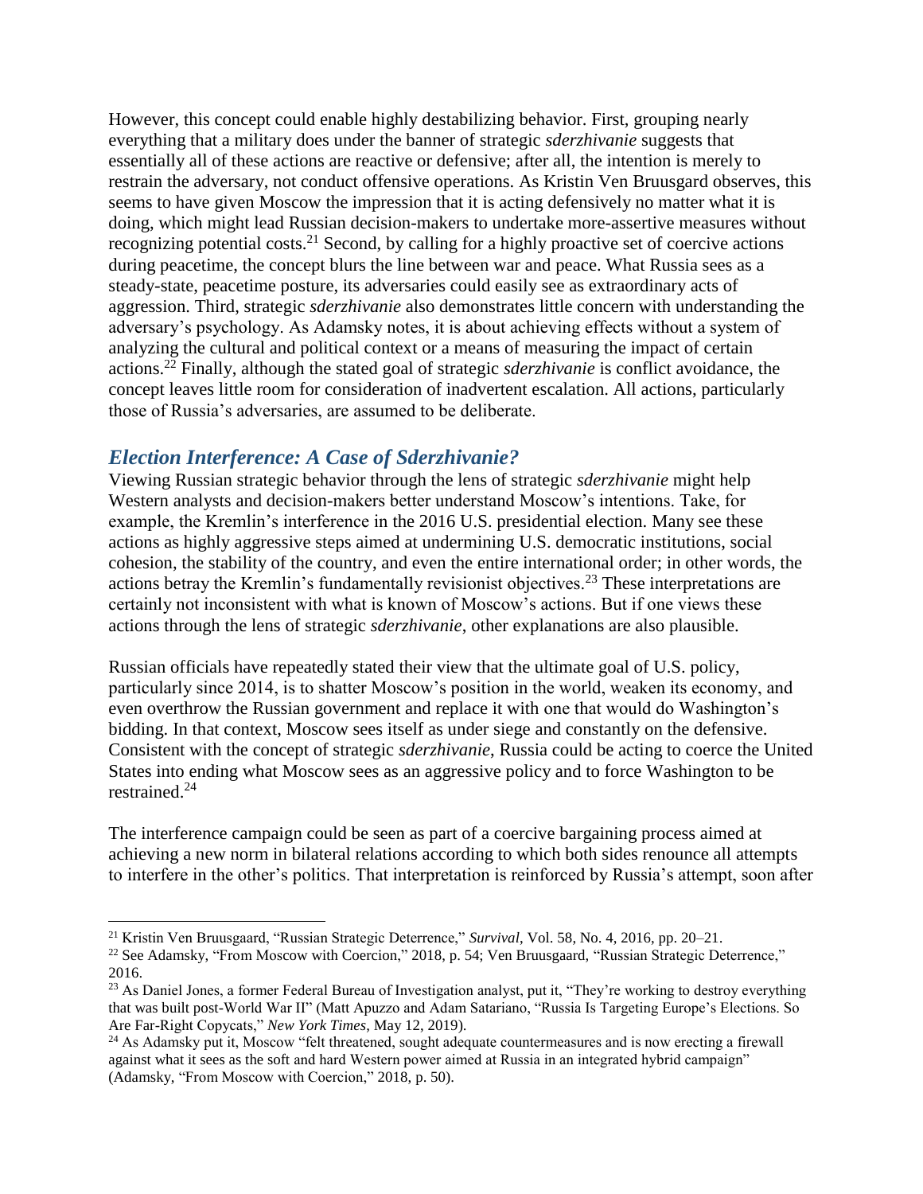However, this concept could enable highly destabilizing behavior. First, grouping nearly everything that a military does under the banner of strategic *sderzhivanie* suggests that essentially all of these actions are reactive or defensive; after all, the intention is merely to restrain the adversary, not conduct offensive operations. As Kristin Ven Bruusgard observes, this seems to have given Moscow the impression that it is acting defensively no matter what it is doing, which might lead Russian decision-makers to undertake more-assertive measures without recognizing potential costs.[21] Second, by calling for a highly proactive set of coercive actions during peacetime, the concept blurs the line between war and peace. What Russia sees as a steady-state, peacetime posture, its adversaries could easily see as extraordinary acts of aggression. Third, strategic *sderzhivanie* also demonstrates little concern with understanding the adversary's psychology. As Adamsky notes, it is about achieving effects without a system of analyzing the cultural and political context or a means of measuring the impact of certain actions.[22] Finally, although the stated goal of strategic *sderzhivanie* is conflict avoidance, the concept leaves little room for consideration of inadvertent escalation. All actions, particularly those of Russia's adversaries, are assumed to be deliberate.

## *Election Interference: A Case of Sderzhivanie?*

Viewing Russian strategic behavior through the lens of strategic *sderzhivanie* might help Western analysts and decision-makers better understand Moscow's intentions. Take, for example, the Kremlin's interference in the 2016 U.S. presidential election. Many see these actions as highly aggressive steps aimed at undermining U.S. democratic institutions, social cohesion, the stability of the country, and even the entire international order; in other words, the actions betray the Kremlin's fundamentally revisionist objectives.[23] These interpretations are certainly not inconsistent with what is known of Moscow's actions. But if one views these actions through the lens of strategic *sderzhivanie*, other explanations are also plausible.

Russian officials have repeatedly stated their view that the ultimate goal of U.S. policy, particularly since 2014, is to shatter Moscow's position in the world, weaken its economy, and even overthrow the Russian government and replace it with one that would do Washington's bidding. In that context, Moscow sees itself as under siege and constantly on the defensive. Consistent with the concept of strategic *sderzhivanie*, Russia could be acting to coerce the United States into ending what Moscow sees as an aggressive policy and to force Washington to be restrained.[24]

The interference campaign could be seen as part of a coercive bargaining process aimed at achieving a new norm in bilateral relations according to which both sides renounce all attempts to interfere in the other's politics. That interpretation is reinforced by Russia's attempt, soon after

---

[21] Kristin Ven Bruusgaard, "Russian Strategic Deterrence," *Survival*, Vol. 58, No. 4, 2016, pp. 20–21.

[22] See Adamsky, "From Moscow with Coercion," 2018, p. 54; Ven Bruusgaard, "Russian Strategic Deterrence," 2016.

[23] As Daniel Jones, a former Federal Bureau of Investigation analyst, put it, "They're working to destroy everything that was built post-World War II" (Matt Apuzzo and Adam Satariano, "Russia Is Targeting Europe's Elections. So Are Far-Right Copycats," *New York Times*, May 12, 2019).

[24] As Adamsky put it, Moscow "felt threatened, sought adequate countermeasures and is now erecting a firewall against what it sees as the soft and hard Western power aimed at Russia in an integrated hybrid campaign" (Adamsky, "From Moscow with Coercion," 2018, p. 50).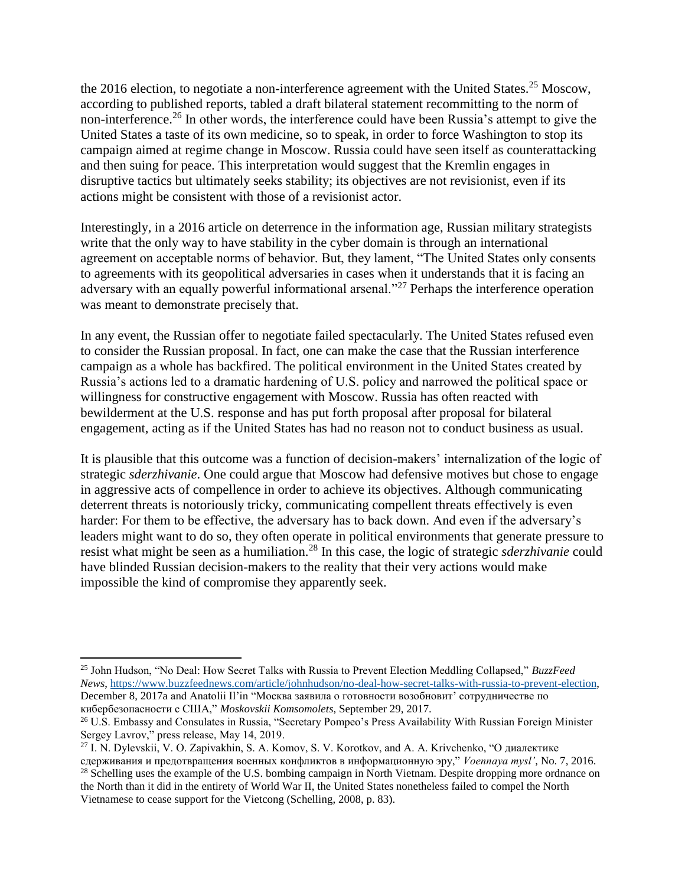the 2016 election, to negotiate a non-interference agreement with the United States.[25] Moscow, according to published reports, tabled a draft bilateral statement recommitting to the norm of non-interference.[26] In other words, the interference could have been Russia's attempt to give the United States a taste of its own medicine, so to speak, in order to force Washington to stop its campaign aimed at regime change in Moscow. Russia could have seen itself as counterattacking and then suing for peace. This interpretation would suggest that the Kremlin engages in disruptive tactics but ultimately seeks stability; its objectives are not revisionist, even if its actions might be consistent with those of a revisionist actor.

Interestingly, in a 2016 article on deterrence in the information age, Russian military strategists write that the only way to have stability in the cyber domain is through an international agreement on acceptable norms of behavior. But, they lament, "The United States only consents to agreements with its geopolitical adversaries in cases when it understands that it is facing an adversary with an equally powerful informational arsenal."[27] Perhaps the interference operation was meant to demonstrate precisely that.

In any event, the Russian offer to negotiate failed spectacularly. The United States refused even to consider the Russian proposal. In fact, one can make the case that the Russian interference campaign as a whole has backfired. The political environment in the United States created by Russia's actions led to a dramatic hardening of U.S. policy and narrowed the political space or willingness for constructive engagement with Moscow. Russia has often reacted with bewilderment at the U.S. response and has put forth proposal after proposal for bilateral engagement, acting as if the United States has had no reason not to conduct business as usual.

It is plausible that this outcome was a function of decision-makers' internalization of the logic of strategic *sderzhivanie*. One could argue that Moscow had defensive motives but chose to engage in aggressive acts of compellence in order to achieve its objectives. Although communicating deterrent threats is notoriously tricky, communicating compellent threats effectively is even harder: For them to be effective, the adversary has to back down. And even if the adversary's leaders might want to do so, they often operate in political environments that generate pressure to resist what might be seen as a humiliation.[28] In this case, the logic of strategic *sderzhivanie* could have blinded Russian decision-makers to the reality that their very actions would make impossible the kind of compromise they apparently seek.

---

[25] John Hudson, "No Deal: How Secret Talks with Russia to Prevent Election Meddling Collapsed," *BuzzFeed News*, https://www.buzzfeednews.com/article/johnhudson/no-deal-how-secret-talks-with-russia-to-prevent-election, December 8, 2017a and Anatolii Il'in "Москва заявила о готовности возобновит' сотрудничестве по кибербезопасности с США," *Moskovskii Komsomolets*, September 29, 2017.

[26] U.S. Embassy and Consulates in Russia, "Secretary Pompeo's Press Availability With Russian Foreign Minister Sergey Lavrov," press release, May 14, 2019.

[27] I. N. Dylevskii, V. O. Zapivakhin, S. A. Komov, S. V. Korotkov, and A. A. Krivchenko, "О диалектике сдерживания и предотвращения военных конфликтов в информационную эру," *Voennaya mysl'*, No. 7, 2016.

[28] Schelling uses the example of the U.S. bombing campaign in North Vietnam. Despite dropping more ordnance on the North than it did in the entirety of World War II, the United States nonetheless failed to compel the North Vietnamese to cease support for the Vietcong (Schelling, 2008, p. 83).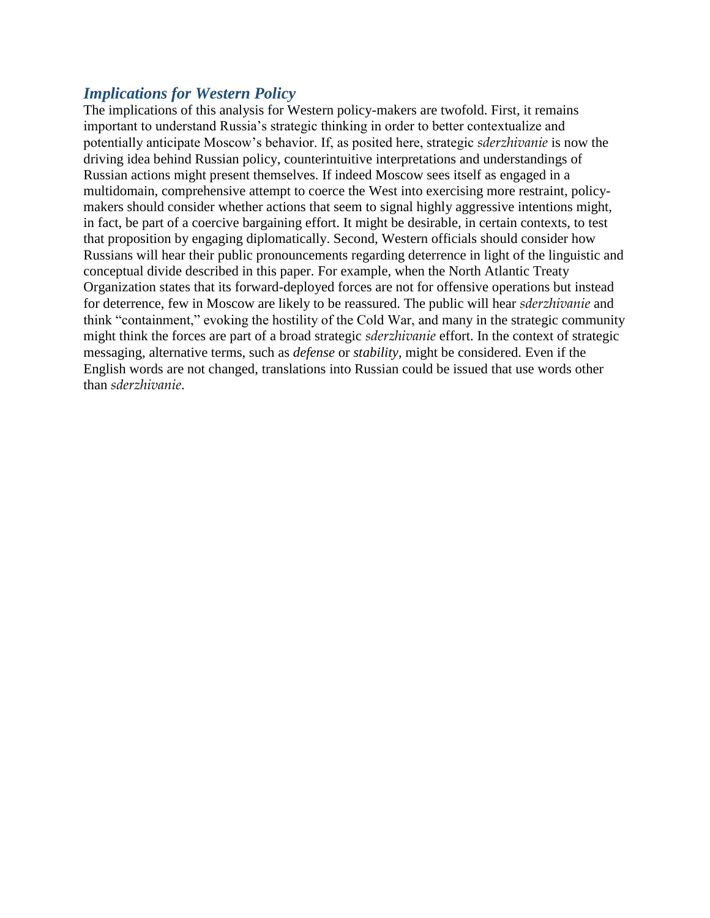## *Implications for Western Policy*

The implications of this analysis for Western policy-makers are twofold. First, it remains important to understand Russia's strategic thinking in order to better contextualize and potentially anticipate Moscow's behavior. If, as posited here, strategic *sderzhivanie* is now the driving idea behind Russian policy, counterintuitive interpretations and understandings of Russian actions might present themselves. If indeed Moscow sees itself as engaged in a multidomain, comprehensive attempt to coerce the West into exercising more restraint, policy-makers should consider whether actions that seem to signal highly aggressive intentions might, in fact, be part of a coercive bargaining effort. It might be desirable, in certain contexts, to test that proposition by engaging diplomatically. Second, Western officials should consider how Russians will hear their public pronouncements regarding deterrence in light of the linguistic and conceptual divide described in this paper. For example, when the North Atlantic Treaty Organization states that its forward-deployed forces are not for offensive operations but instead for deterrence, few in Moscow are likely to be reassured. The public will hear *sderzhivanie* and think "containment," evoking the hostility of the Cold War, and many in the strategic community might think the forces are part of a broad strategic *sderzhivanie* effort. In the context of strategic messaging, alternative terms, such as *defense* or *stability*, might be considered. Even if the English words are not changed, translations into Russian could be issued that use words other than *sderzhivanie*.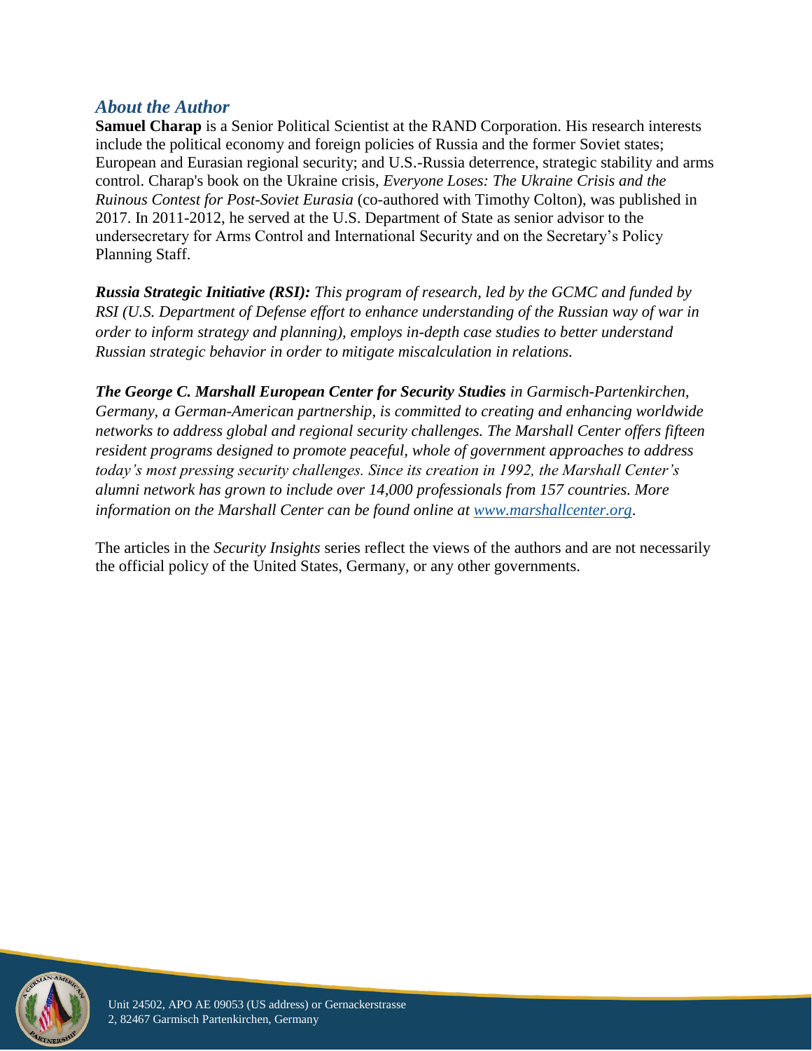## *About the Author*

**Samuel Charap** is a Senior Political Scientist at the RAND Corporation. His research interests include the political economy and foreign policies of Russia and the former Soviet states; European and Eurasian regional security; and U.S.-Russia deterrence, strategic stability and arms control. Charap's book on the Ukraine crisis, *Everyone Loses: The Ukraine Crisis and the Ruinous Contest for Post-Soviet Eurasia* (co-authored with Timothy Colton), was published in 2017. In 2011-2012, he served at the U.S. Department of State as senior advisor to the undersecretary for Arms Control and International Security and on the Secretary's Policy Planning Staff.

***Russia Strategic Initiative (RSI):*** *This program of research, led by the GCMC and funded by RSI (U.S. Department of Defense effort to enhance understanding of the Russian way of war in order to inform strategy and planning), employs in-depth case studies to better understand Russian strategic behavior in order to mitigate miscalculation in relations.*

***The George C. Marshall European Center for Security Studies*** *in Garmisch-Partenkirchen, Germany, a German-American partnership, is committed to creating and enhancing worldwide networks to address global and regional security challenges. The Marshall Center offers fifteen resident programs designed to promote peaceful, whole of government approaches to address today's most pressing security challenges. Since its creation in 1992, the Marshall Center's alumni network has grown to include over 14,000 professionals from 157 countries. More information on the Marshall Center can be found online at [www.marshallcenter.org](www.marshallcenter.org).*

The articles in the *Security Insights* series reflect the views of the authors and are not necessarily the official policy of the United States, Germany, or any other governments.

Unit 24502, APO AE 09053 (US address) or Gernackerstrasse 2, 82467 Garmisch Partenkirchen, Germany